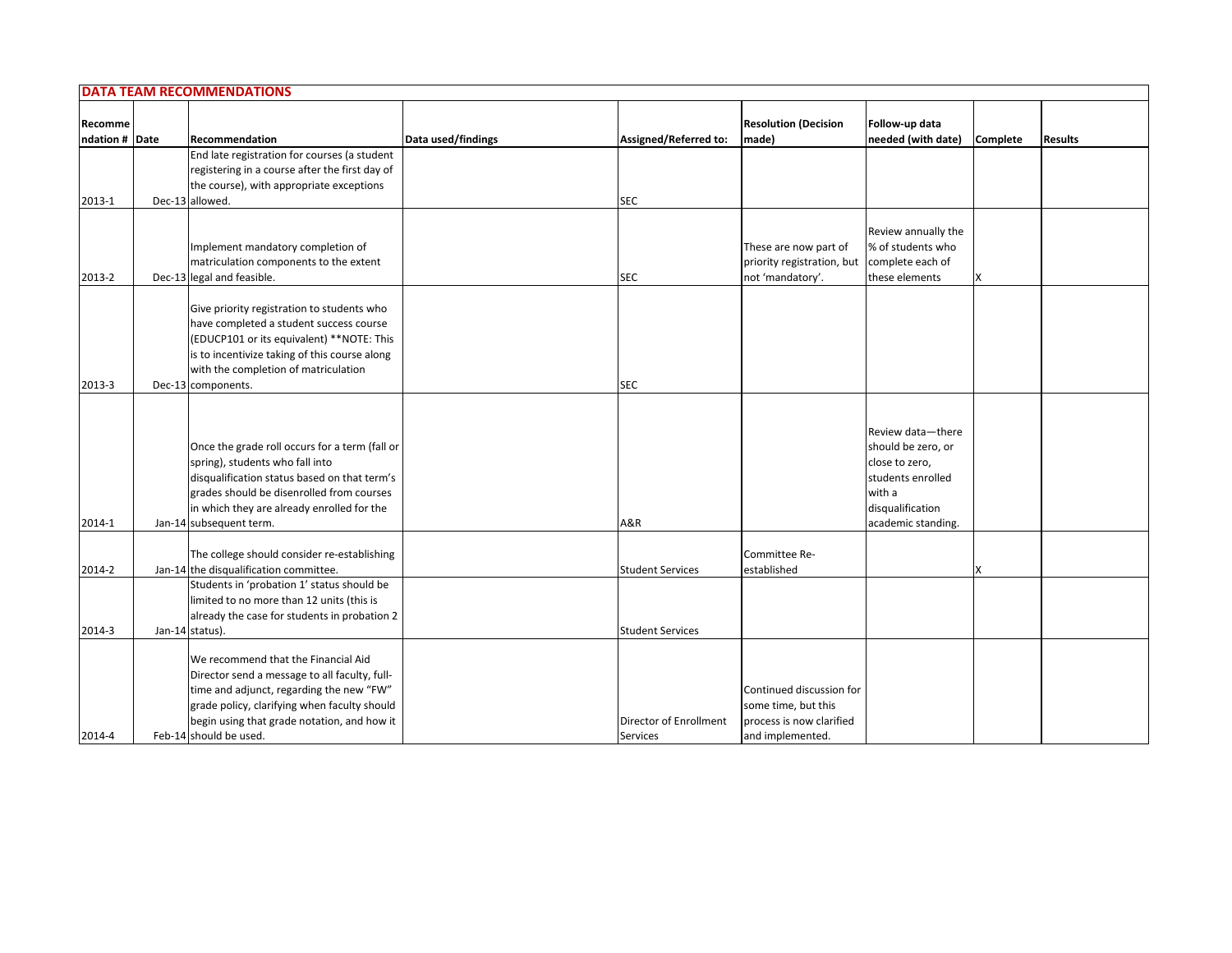## DATA TEAM RECOMMENDATIONS

| Recommendation # | Date | Recommendation | Data used/findings | Assigned/Referred to: | Resolution (Decision made) | Follow-up data needed (with date) | Complete | Results |
|---|---|---|---|---|---|---|---|---|
| 2013-1 | Dec-13 | End late registration for courses (a student registering in a course after the first day of the course), with appropriate exceptions allowed. | | SEC | | | | |
| 2013-2 | Dec-13 | Implement mandatory completion of matriculation components to the extent legal and feasible. | | SEC | These are now part of priority registration, but not 'mandatory'. | Review annually the % of students who complete each of these elements | X | |
| 2013-3 | Dec-13 | Give priority registration to students who have completed a student success course (EDUCP101 or its equivalent) **NOTE: This is to incentivize taking of this course along with the completion of matriculation components. | | SEC | | | | |
| 2014-1 | Jan-14 | Once the grade roll occurs for a term (fall or spring), students who fall into disqualification status based on that term's grades should be disenrolled from courses in which they are already enrolled for the subsequent term. | | A&R | | Review data—there should be zero, or close to zero, students enrolled with a disqualification academic standing. | | |
| 2014-2 | Jan-14 | The college should consider re-establishing the disqualification committee. | | Student Services | Committee Re-established | | X | |
| 2014-3 | Jan-14 | Students in 'probation 1' status should be limited to no more than 12 units (this is already the case for students in probation 2 status). | | Student Services | | | | |
| 2014-4 | Feb-14 | We recommend that the Financial Aid Director send a message to all faculty, full-time and adjunct, regarding the new "FW" grade policy, clarifying when faculty should begin using that grade notation, and how it should be used. | | Director of Enrollment Services | Continued discussion for some time, but this process is now clarified and implemented. | | | |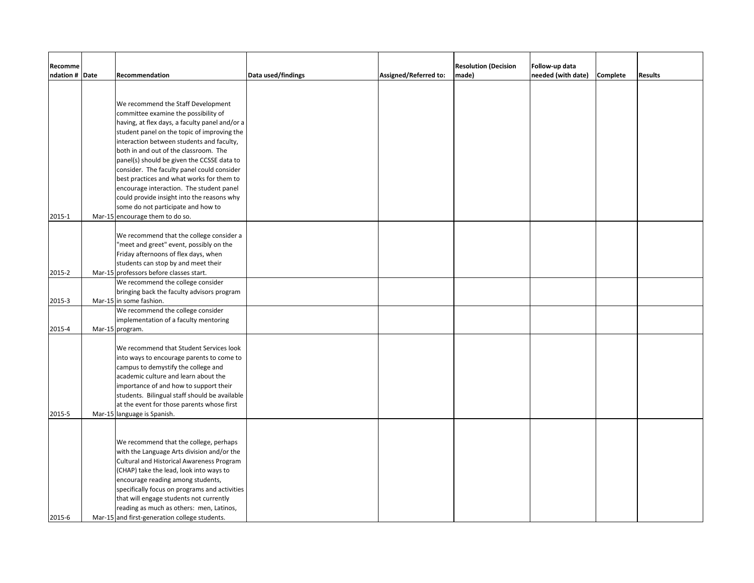| Recommendation # | Date | Recommendation | Data used/findings | Assigned/Referred to: | Resolution (Decision made) | Follow-up data needed (with date) | Complete | Results |
|---|---|---|---|---|---|---|---|---|
| 2015-1 | Mar-15 | We recommend the Staff Development committee examine the possibility of having, at flex days, a faculty panel and/or a student panel on the topic of improving the interaction between students and faculty, both in and out of the classroom. The panel(s) should be given the CCSSE data to consider. The faculty panel could consider best practices and what works for them to encourage interaction. The student panel could provide insight into the reasons why some do not participate and how to encourage them to do so. | | | | | | |
| 2015-2 | Mar-15 | We recommend that the college consider a "meet and greet" event, possibly on the Friday afternoons of flex days, when students can stop by and meet their professors before classes start. | | | | | | |
| 2015-3 | Mar-15 | We recommend the college consider bringing back the faculty advisors program in some fashion. | | | | | | |
| 2015-4 | Mar-15 | We recommend the college consider implementation of a faculty mentoring program. | | | | | | |
| 2015-5 | Mar-15 | We recommend that Student Services look into ways to encourage parents to come to campus to demystify the college and academic culture and learn about the importance of and how to support their students. Bilingual staff should be available at the event for those parents whose first language is Spanish. | | | | | | |
| 2015-6 | Mar-15 | We recommend that the college, perhaps with the Language Arts division and/or the Cultural and Historical Awareness Program (CHAP) take the lead, look into ways to encourage reading among students, specifically focus on programs and activities that will engage students not currently reading as much as others: men, Latinos, and first-generation college students. | | | | | | |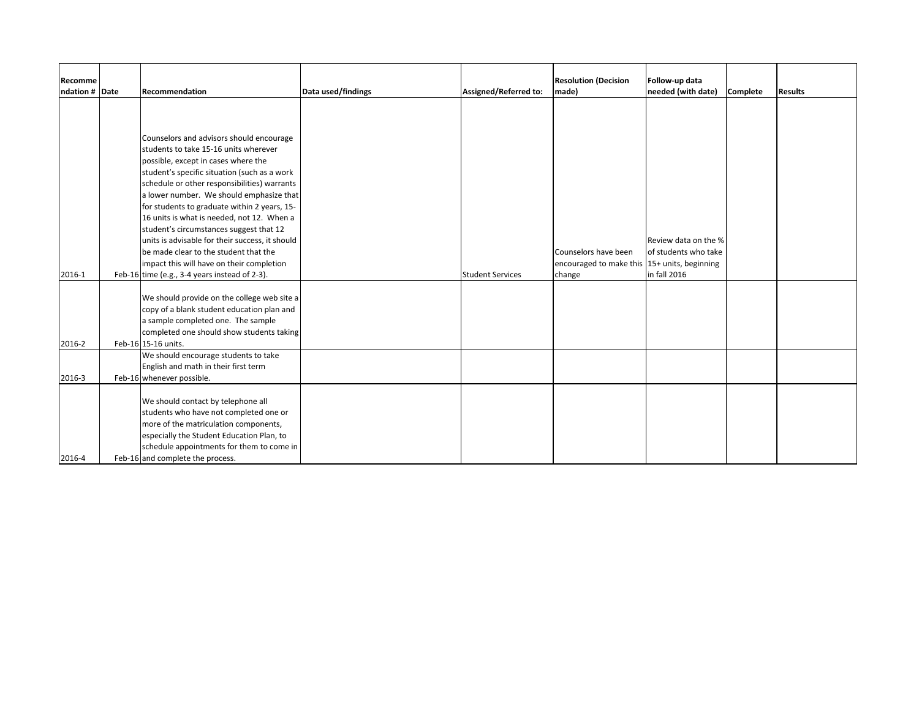| Recommendation # | Date | Recommendation | Data used/findings | Assigned/Referred to: | Resolution (Decision made) | Follow-up data needed (with date) | Complete | Results |
|---|---|---|---|---|---|---|---|---|
| 2016-1 | Feb-16 | Counselors and advisors should encourage students to take 15-16 units wherever possible, except in cases where the student's specific situation (such as a work schedule or other responsibilities) warrants a lower number. We should emphasize that for students to graduate within 2 years, 15-16 units is what is needed, not 12. When a student's circumstances suggest that 12 units is advisable for their success, it should be made clear to the student that the impact this will have on their completion time (e.g., 3-4 years instead of 2-3). | | Student Services | Counselors have been encouraged to make this change | Review data on the % of students who take 15+ units, beginning in fall 2016 | | |
| 2016-2 | Feb-16 | We should provide on the college web site a copy of a blank student education plan and a sample completed one. The sample completed one should show students taking 15-16 units. | | | | | | |
| 2016-3 | Feb-16 | We should encourage students to take English and math in their first term whenever possible. | | | | | | |
| 2016-4 | Feb-16 | We should contact by telephone all students who have not completed one or more of the matriculation components, especially the Student Education Plan, to schedule appointments for them to come in and complete the process. | | | | | | |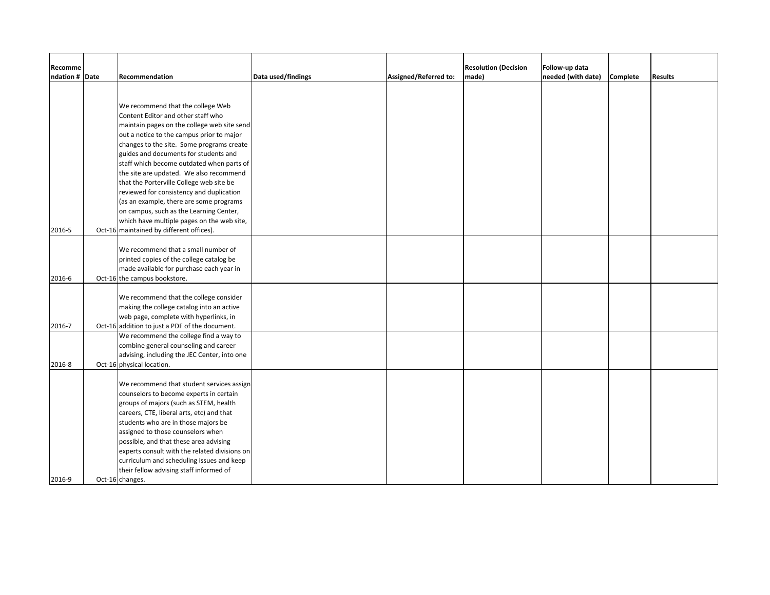| Recommendation # | Date | Recommendation | Data used/findings | Assigned/Referred to: | Resolution (Decision made) | Follow-up data needed (with date) | Complete | Results |
|---|---|---|---|---|---|---|---|---|
| 2016-5 | Oct-16 | We recommend that the college Web Content Editor and other staff who maintain pages on the college web site send out a notice to the campus prior to major changes to the site. Some programs create guides and documents for students and staff which become outdated when parts of the site are updated. We also recommend that the Porterville College web site be reviewed for consistency and duplication (as an example, there are some programs on campus, such as the Learning Center, which have multiple pages on the web site, maintained by different offices). | | | | | | |
| 2016-6 | Oct-16 | We recommend that a small number of printed copies of the college catalog be made available for purchase each year in the campus bookstore. | | | | | | |
| 2016-7 | Oct-16 | We recommend that the college consider making the college catalog into an active web page, complete with hyperlinks, in addition to just a PDF of the document. | | | | | | |
| 2016-8 | Oct-16 | We recommend the college find a way to combine general counseling and career advising, including the JEC Center, into one physical location. | | | | | | |
| 2016-9 | Oct-16 | We recommend that student services assign counselors to become experts in certain groups of majors (such as STEM, health careers, CTE, liberal arts, etc) and that students who are in those majors be assigned to those counselors when possible, and that these area advising experts consult with the related divisions on curriculum and scheduling issues and keep their fellow advising staff informed of changes. | | | | | | |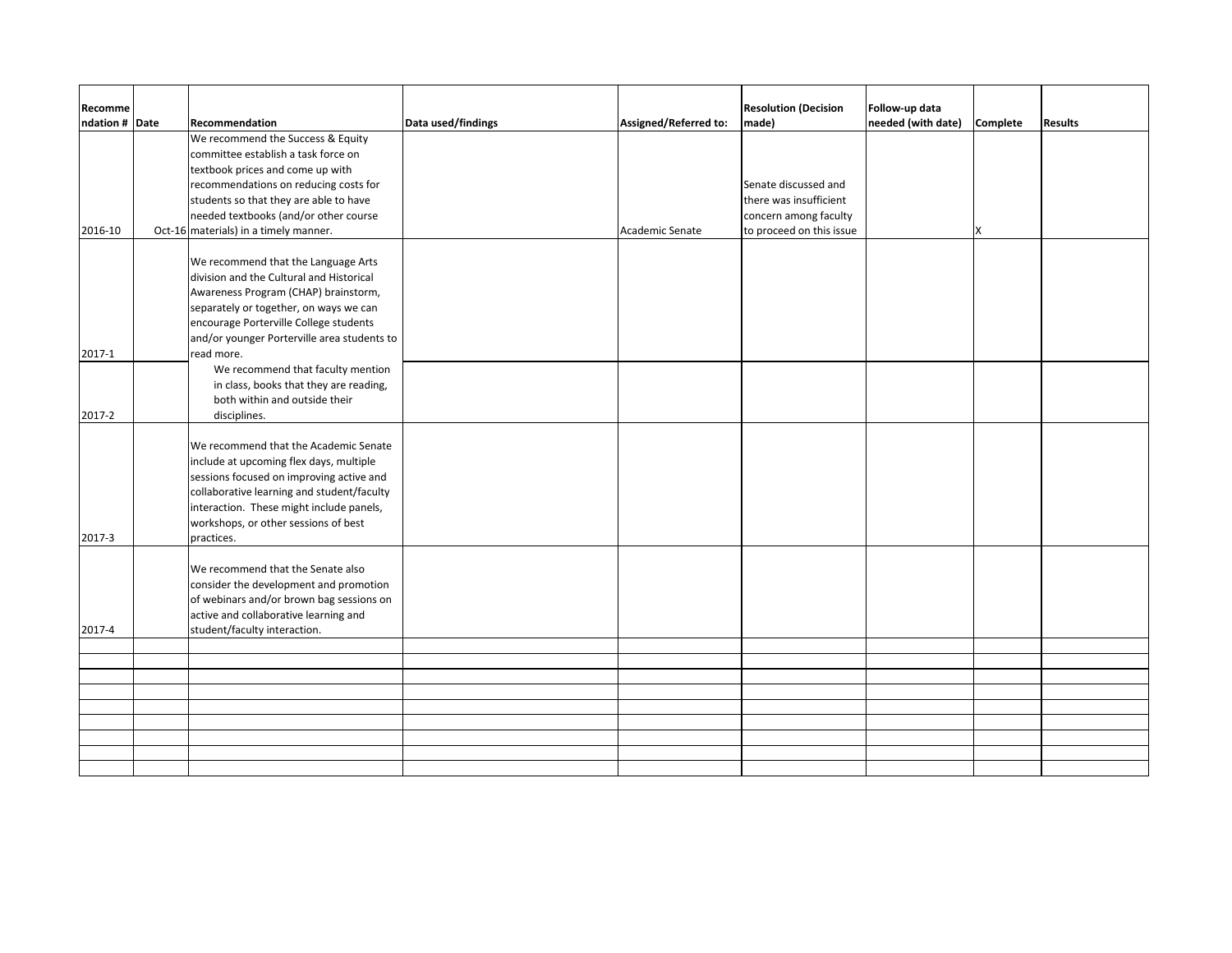| Recommendation # | Date | Recommendation | Data used/findings | Assigned/Referred to: | Resolution (Decision made) | Follow-up data needed (with date) | Complete | Results |
|---|---|---|---|---|---|---|---|---|
| 2016-10 | Oct-16 | We recommend the Success & Equity committee establish a task force on textbook prices and come up with recommendations on reducing costs for students so that they are able to have needed textbooks (and/or other course materials) in a timely manner. | | Academic Senate | Senate discussed and there was insufficient concern among faculty to proceed on this issue | | X | |
| 2017-1 | | We recommend that the Language Arts division and the Cultural and Historical Awareness Program (CHAP) brainstorm, separately or together, on ways we can encourage Porterville College students and/or younger Porterville area students to read more. | | | | | | |
| 2017-2 | | We recommend that faculty mention in class, books that they are reading, both within and outside their disciplines. | | | | | | |
| 2017-3 | | We recommend that the Academic Senate include at upcoming flex days, multiple sessions focused on improving active and collaborative learning and student/faculty interaction. These might include panels, workshops, or other sessions of best practices. | | | | | | |
| 2017-4 | | We recommend that the Senate also consider the development and promotion of webinars and/or brown bag sessions on active and collaborative learning and student/faculty interaction. | | | | | | |
| | | | | | | | | |
| | | | | | | | | |
| | | | | | | | | |
| | | | | | | | | |
| | | | | | | | | |
| | | | | | | | | |
| | | | | | | | | |
| | | | | | | | | |
| | | | | | | | | |